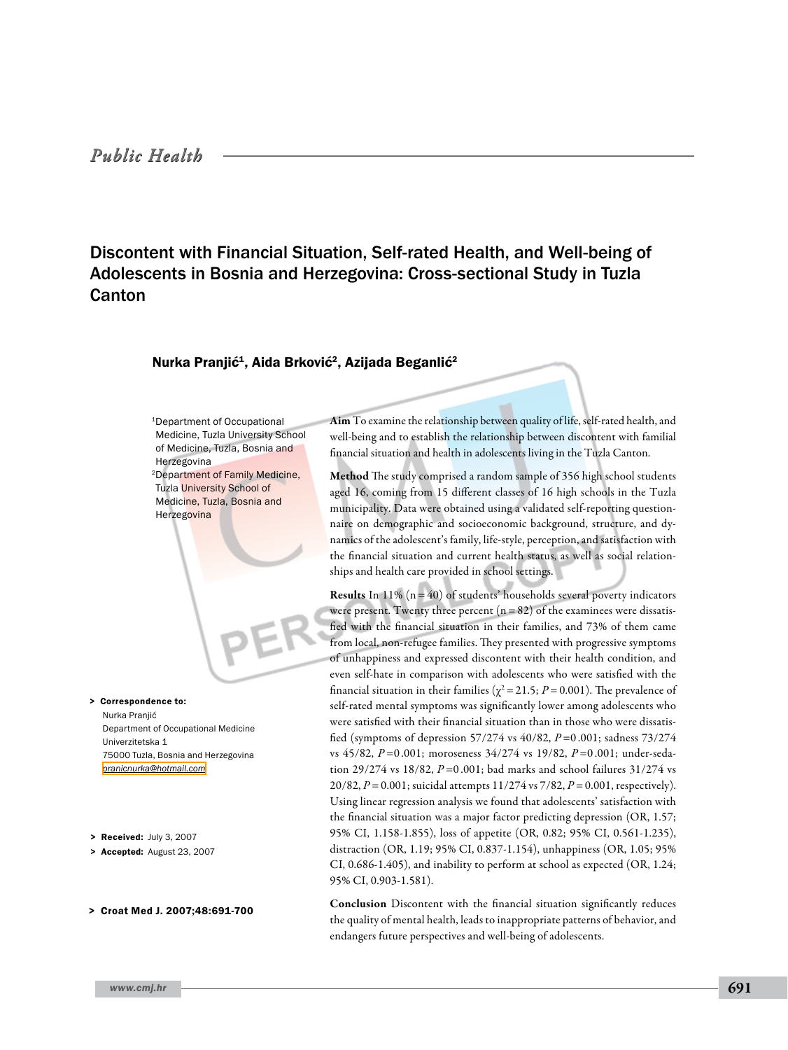Public Health

# Discontent with Financial Situation, Self-rated Health, and Well-being of Adolescents in Bosnia and Herzegovina: Cross-sectional Study in Tuzla Canton

**Nurka Pranjić[1], Aida Brković[2], Azijada Beganlić[2]**

[1]Department of Occupational Medicine, Tuzla University School of Medicine, Tuzla, Bosnia and Herzegovina

[2]Department of Family Medicine, Tuzla University School of Medicine, Tuzla, Bosnia and Herzegovina

**Aim** To examine the relationship between quality of life, self-rated health, and well-being and to establish the relationship between discontent with familial financial situation and health in adolescents living in the Tuzla Canton.

**Method** The study comprised a random sample of 356 high school students aged 16, coming from 15 different classes of 16 high schools in the Tuzla municipality. Data were obtained using a validated self-reporting questionnaire on demographic and socioeconomic background, structure, and dynamics of the adolescent's family, life-style, perception, and satisfaction with the financial situation and current health status, as well as social relationships and health care provided in school settings.

**Results** In 11% (n = 40) of students' households several poverty indicators were present. Twenty three percent (n = 82) of the examinees were dissatisfied with the financial situation in their families, and 73% of them came from local, non-refugee families. They presented with progressive symptoms of unhappiness and expressed discontent with their health condition, and even self-hate in comparison with adolescents who were satisfied with the financial situation in their families ($\chi^2 = 21.5$; $P = 0.001$). The prevalence of self-rated mental symptoms was significantly lower among adolescents who were satisfied with their financial situation than in those who were dissatisfied (symptoms of depression 57/274 vs 40/82, $P = 0.001$; sadness 73/274 vs 45/82, $P = 0.001$; moroseness 34/274 vs 19/82, $P = 0.001$; under-sedation 29/274 vs 18/82, $P = 0.001$; bad marks and school failures 31/274 vs 20/82, $P = 0.001$; suicidal attempts 11/274 vs 7/82, $P = 0.001$, respectively). Using linear regression analysis we found that adolescents' satisfaction with the financial situation was a major factor predicting depression (OR, 1.57; 95% CI, 1.158-1.855), loss of appetite (OR, 0.82; 95% CI, 0.561-1.235), distraction (OR, 1.19; 95% CI, 0.837-1.154), unhappiness (OR, 1.05; 95% CI, 0.686-1.405), and inability to perform at school as expected (OR, 1.24; 95% CI, 0.903-1.581).

**Conclusion** Discontent with the financial situation significantly reduces the quality of mental health, leads to inappropriate patterns of behavior, and endangers future perspectives and well-being of adolescents.

> **Correspondence to:**
> Nurka Pranjić
> Department of Occupational Medicine
> Univerzitetska 1
> 75000 Tuzla, Bosnia and Herzegovina
> pranicnurka@hotmail.com

> **Received:** July 3, 2007
> **Accepted:** August 23, 2007

> **Croat Med J. 2007;48:691-700**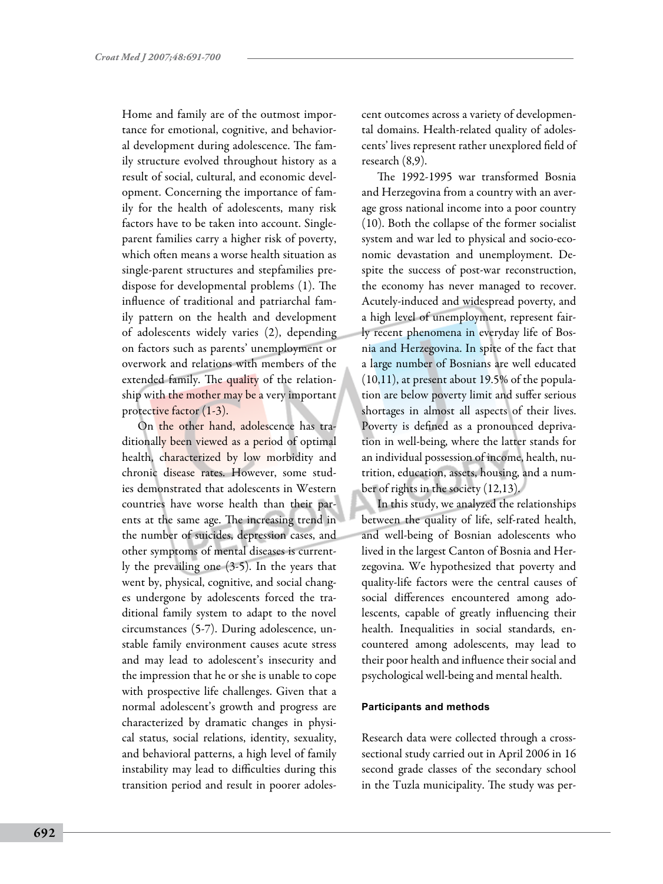Home and family are of the outmost importance for emotional, cognitive, and behavioral development during adolescence. The family structure evolved throughout history as a result of social, cultural, and economic development. Concerning the importance of family for the health of adolescents, many risk factors have to be taken into account. Single-parent families carry a higher risk of poverty, which often means a worse health situation as single-parent structures and stepfamilies predispose for developmental problems (1). The influence of traditional and patriarchal family pattern on the health and development of adolescents widely varies (2), depending on factors such as parents' unemployment or overwork and relations with members of the extended family. The quality of the relationship with the mother may be a very important protective factor (1-3).

On the other hand, adolescence has traditionally been viewed as a period of optimal health, characterized by low morbidity and chronic disease rates. However, some studies demonstrated that adolescents in Western countries have worse health than their parents at the same age. The increasing trend in the number of suicides, depression cases, and other symptoms of mental diseases is currently the prevailing one (3-5). In the years that went by, physical, cognitive, and social changes undergone by adolescents forced the traditional family system to adapt to the novel circumstances (5-7). During adolescence, unstable family environment causes acute stress and may lead to adolescent's insecurity and the impression that he or she is unable to cope with prospective life challenges. Given that a normal adolescent's growth and progress are characterized by dramatic changes in physical status, social relations, identity, sexuality, and behavioral patterns, a high level of family instability may lead to difficulties during this transition period and result in poorer adolescent outcomes across a variety of developmental domains. Health-related quality of adolescents' lives represent rather unexplored field of research (8,9).

The 1992-1995 war transformed Bosnia and Herzegovina from a country with an average gross national income into a poor country (10). Both the collapse of the former socialist system and war led to physical and socio-economic devastation and unemployment. Despite the success of post-war reconstruction, the economy has never managed to recover. Acutely-induced and widespread poverty, and a high level of unemployment, represent fairly recent phenomena in everyday life of Bosnia and Herzegovina. In spite of the fact that a large number of Bosnians are well educated (10,11), at present about 19.5% of the population are below poverty limit and suffer serious shortages in almost all aspects of their lives. Poverty is defined as a pronounced deprivation in well-being, where the latter stands for an individual possession of income, health, nutrition, education, assets, housing, and a number of rights in the society (12,13).

In this study, we analyzed the relationships between the quality of life, self-rated health, and well-being of Bosnian adolescents who lived in the largest Canton of Bosnia and Herzegovina. We hypothesized that poverty and quality-life factors were the central causes of social differences encountered among adolescents, capable of greatly influencing their health. Inequalities in social standards, encountered among adolescents, may lead to their poor health and influence their social and psychological well-being and mental health.

## Participants and methods

Research data were collected through a cross-sectional study carried out in April 2006 in 16 second grade classes of the secondary school in the Tuzla municipality. The study was per-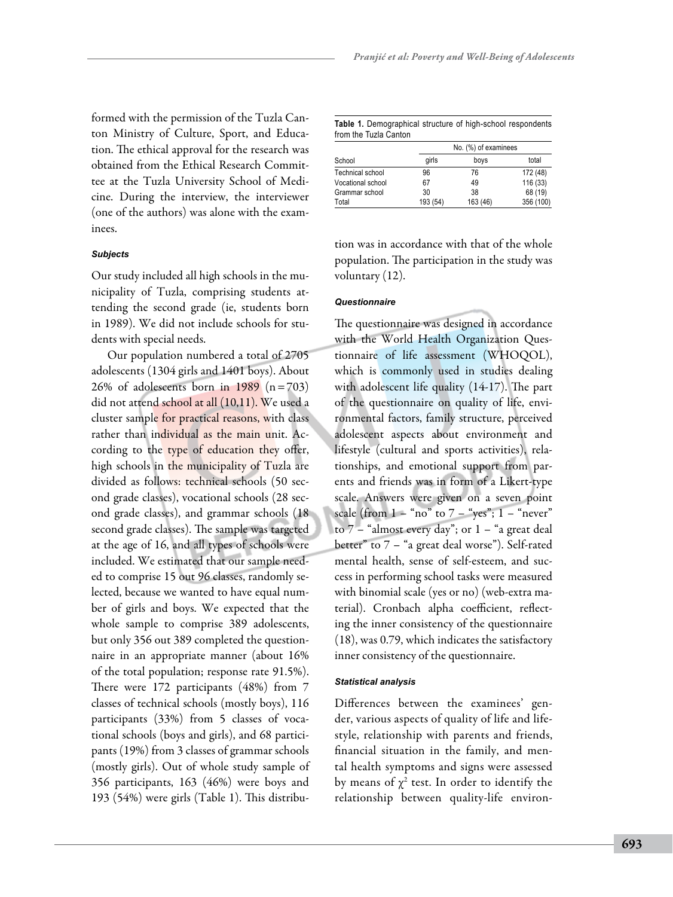formed with the permission of the Tuzla Canton Ministry of Culture, Sport, and Education. The ethical approval for the research was obtained from the Ethical Research Committee at the Tuzla University School of Medicine. During the interview, the interviewer (one of the authors) was alone with the examinees.

### *Subjects*

Our study included all high schools in the municipality of Tuzla, comprising students attending the second grade (ie, students born in 1989). We did not include schools for students with special needs.

Our population numbered a total of 2705 adolescents (1304 girls and 1401 boys). About 26% of adolescents born in 1989 (n = 703) did not attend school at all (10,11). We used a cluster sample for practical reasons, with class rather than individual as the main unit. According to the type of education they offer, high schools in the municipality of Tuzla are divided as follows: technical schools (50 second grade classes), vocational schools (28 second grade classes), and grammar schools (18 second grade classes). The sample was targeted at the age of 16, and all types of schools were included. We estimated that our sample needed to comprise 15 out 96 classes, randomly selected, because we wanted to have equal number of girls and boys. We expected that the whole sample to comprise 389 adolescents, but only 356 out 389 completed the questionnaire in an appropriate manner (about 16% of the total population; response rate 91.5%). There were 172 participants (48%) from 7 classes of technical schools (mostly boys), 116 participants (33%) from 5 classes of vocational schools (boys and girls), and 68 participants (19%) from 3 classes of grammar schools (mostly girls). Out of whole study sample of 356 participants, 163 (46%) were boys and 193 (54%) were girls (Table 1). This distribution was in accordance with that of the whole population. The participation in the study was voluntary (12).

**Table 1.** Demographical structure of high-school respondents from the Tuzla Canton

| | No. (%) of examinees | | |
|---|---|---|---|
| School | girls | boys | total |
| Technical school | 96 | 76 | 172 (48) |
| Vocational school | 67 | 49 | 116 (33) |
| Grammar school | 30 | 38 | 68 (19) |
| Total | 193 (54) | 163 (46) | 356 (100) |

### *Questionnaire*

The questionnaire was designed in accordance with the World Health Organization Questionnaire of life assessment (WHOQOL), which is commonly used in studies dealing with adolescent life quality (14-17). The part of the questionnaire on quality of life, environmental factors, family structure, perceived adolescent aspects about environment and lifestyle (cultural and sports activities), relationships, and emotional support from parents and friends was in form of a Likert-type scale. Answers were given on a seven point scale (from 1 – "no" to 7 – "yes"; 1 – "never" to 7 – "almost every day"; or 1 – "a great deal better" to 7 – "a great deal worse"). Self-rated mental health, sense of self-esteem, and success in performing school tasks were measured with binomial scale (yes or no) (web-extra material). Cronbach alpha coefficient, reflecting the inner consistency of the questionnaire (18), was 0.79, which indicates the satisfactory inner consistency of the questionnaire.

### *Statistical analysis*

Differences between the examinees' gender, various aspects of quality of life and lifestyle, relationship with parents and friends, financial situation in the family, and mental health symptoms and signs were assessed by means of $\chi^2$ test. In order to identify the relationship between quality-life environ-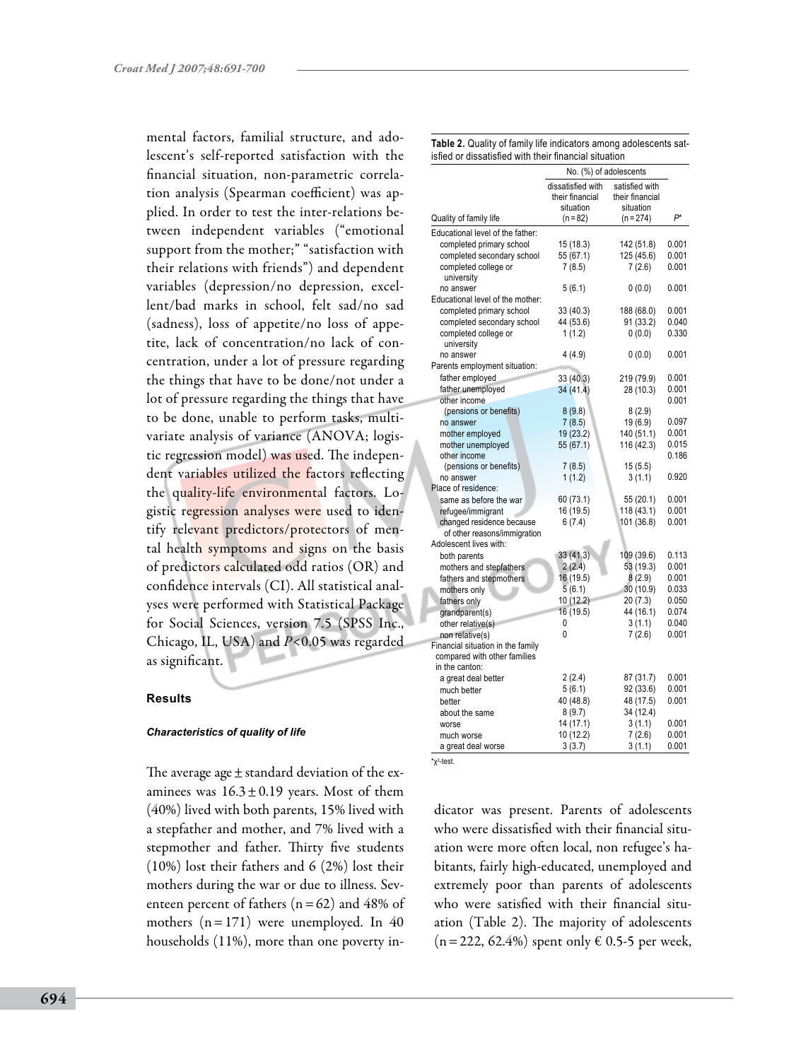mental factors, familial structure, and adolescent's self-reported satisfaction with the financial situation, non-parametric correlation analysis (Spearman coefficient) was applied. In order to test the inter-relations between independent variables ("emotional support from the mother;" "satisfaction with their relations with friends") and dependent variables (depression/no depression, excellent/bad marks in school, felt sad/no sad (sadness), loss of appetite/no loss of appetite, lack of concentration/no lack of concentration, under a lot of pressure regarding the things that have to be done/not under a lot of pressure regarding the things that have to be done, unable to perform tasks, multivariate analysis of variance (ANOVA; logistic regression model) was used. The independent variables utilized the factors reflecting the quality-life environmental factors. Logistic regression analyses were used to identify relevant predictors/protectors of mental health symptoms and signs on the basis of predictors calculated odd ratios (OR) and confidence intervals (CI). All statistical analyses were performed with Statistical Package for Social Sciences, version 7.5 (SPSS Inc., Chicago, IL, USA) and $P<0.05$ was regarded as significant.

## Results

### *Characteristics of quality of life*

The average age ± standard deviation of the examinees was 16.3 ± 0.19 years. Most of them (40%) lived with both parents, 15% lived with a stepfather and mother, and 7% lived with a stepmother and father. Thirty five students (10%) lost their fathers and 6 (2%) lost their mothers during the war or due to illness. Seventeen percent of fathers (n = 62) and 48% of mothers (n = 171) were unemployed. In 40 households (11%), more than one poverty indicator was present. Parents of adolescents who were dissatisfied with their financial situation were more often local, non refugee's habitants, fairly high-educated, unemployed and extremely poor than parents of adolescents who were satisfied with their financial situation (Table 2). The majority of adolescents (n = 222, 62.4%) spent only € 0.5-5 per week,

**Table 2.** Quality of family life indicators among adolescents satisfied or dissatisfied with their financial situation

| Quality of family life | No. (%) of adolescents | | |
|---|---|---|---|
| | dissatisfied with their financial situation (n = 82) | satisfied with their financial situation (n = 274) | P* |
| Educational level of the father: | | | |
| completed primary school | 15 (18.3) | 142 (51.8) | 0.001 |
| completed secondary school | 55 (67.1) | 125 (45.6) | 0.001 |
| completed college or university | 7 (8.5) | 7 (2.6) | 0.001 |
| no answer | 5 (6.1) | 0 (0.0) | 0.001 |
| Educational level of the mother: | | | |
| completed primary school | 33 (40.3) | 188 (68.0) | 0.001 |
| completed secondary school | 44 (53.6) | 91 (33.2) | 0.040 |
| completed college or university | 1 (1.2) | 0 (0.0) | 0.330 |
| no answer | 4 (4.9) | 0 (0.0) | 0.001 |
| Parents employment situation: | | | |
| father employed | 33 (40.3) | 219 (79.9) | 0.001 |
| father unemployed | 34 (41.4) | 28 (10.3) | 0.001 |
| other income (pensions or benefits) | 8 (9.8) | 8 (2.9) | 0.001 |
| no answer | 7 (8.5) | 19 (6.9) | 0.097 |
| mother employed | 19 (23.2) | 140 (51.1) | 0.001 |
| mother unemployed | 55 (67.1) | 116 (42.3) | 0.015 |
| other income (pensions or benefits) | 7 (8.5) | 15 (5.5) | 0.186 |
| no answer | 1 (1.2) | 3 (1.1) | 0.920 |
| Place of residence: | | | |
| same as before the war | 60 (73.1) | 55 (20.1) | 0.001 |
| refugee/immigrant | 16 (19.5) | 118 (43.1) | 0.001 |
| changed residence because of other reasons/immigration | 6 (7.4) | 101 (36.8) | 0.001 |
| Adolescent lives with: | | | |
| both parents | 33 (41.3) | 109 (39.6) | 0.113 |
| mothers and stepfathers | 2 (2.4) | 53 (19.3) | 0.001 |
| fathers and stepmothers | 16 (19.5) | 8 (2.9) | 0.001 |
| mothers only | 5 (6.1) | 30 (10.9) | 0.033 |
| fathers only | 10 (12.2) | 20 (7.3) | 0.050 |
| grandparent(s) | 16 (19.5) | 44 (16.1) | 0.074 |
| other relative(s) | 0 | 3 (1.1) | 0.040 |
| non relative(s) | 0 | 7 (2.6) | 0.001 |
| Financial situation in the family compared with other families in the canton: | | | |
| a great deal better | 2 (2.4) | 87 (31.7) | 0.001 |
| much better | 5 (6.1) | 92 (33.6) | 0.001 |
| better | 40 (48.8) | 48 (17.5) | 0.001 |
| about the same | 8 (9.7) | 34 (12.4) | |
| worse | 14 (17.1) | 3 (1.1) | 0.001 |
| much worse | 10 (12.2) | 7 (2.6) | 0.001 |
| a great deal worse | 3 (3.7) | 3 (1.1) | 0.001 |

*$\chi^2$-test.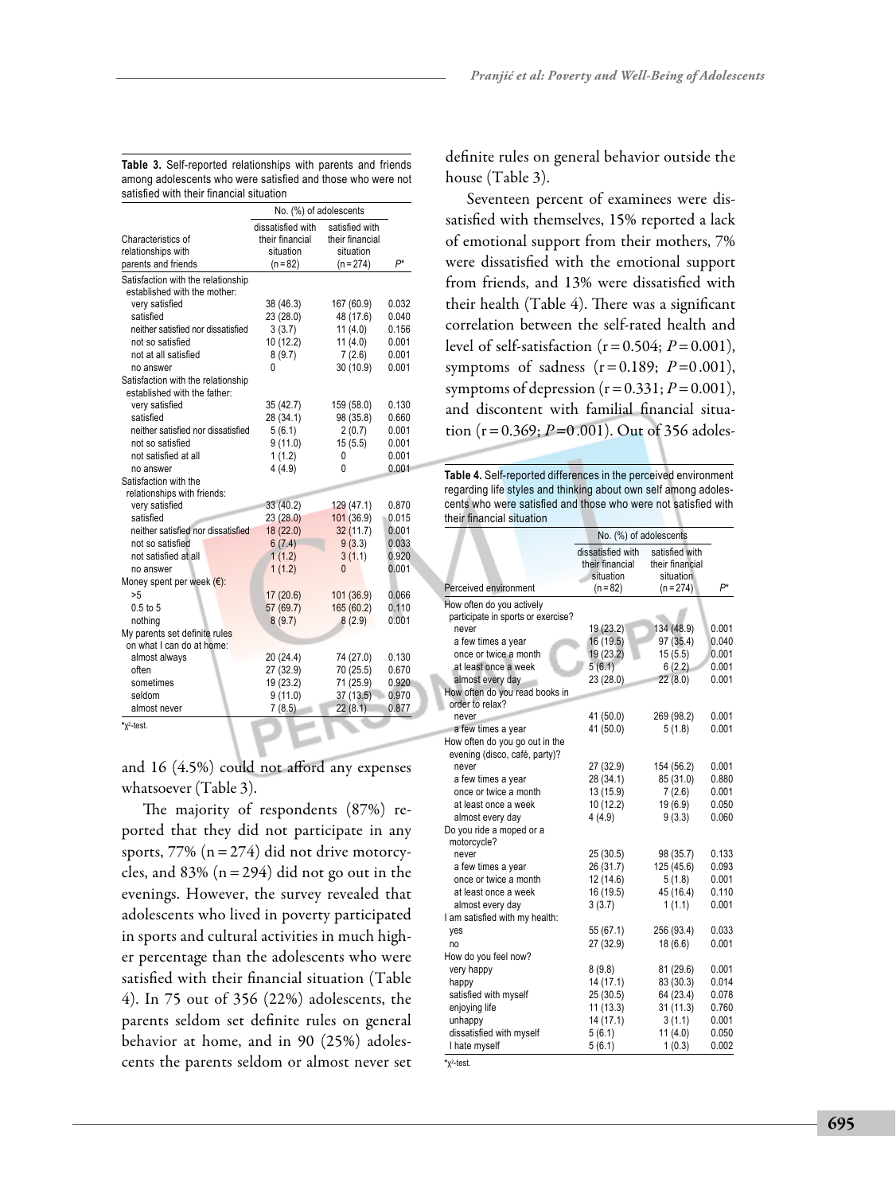**Table 3.** Self-reported relationships with parents and friends among adolescents who were satisfied and those who were not satisfied with their financial situation

| Characteristics of relationships with parents and friends | No. (%) of adolescents | | |
|---|---|---|---|
| | dissatisfied with their financial situation (n = 82) | satisfied with their financial situation (n = 274) | P* |
| Satisfaction with the relationship established with the mother: | | | |
| very satisfied | 38 (46.3) | 167 (60.9) | 0.032 |
| satisfied | 23 (28.0) | 48 (17.6) | 0.040 |
| neither satisfied nor dissatisfied | 3 (3.7) | 11 (4.0) | 0.156 |
| not so satisfied | 10 (12.2) | 11 (4.0) | 0.001 |
| not at all satisfied | 8 (9.7) | 7 (2.6) | 0.001 |
| no answer | 0 | 30 (10.9) | 0.001 |
| Satisfaction with the relationship established with the father: | | | |
| very satisfied | 35 (42.7) | 159 (58.0) | 0.130 |
| satisfied | 28 (34.1) | 98 (35.8) | 0.660 |
| neither satisfied nor dissatisfied | 5 (6.1) | 2 (0.7) | 0.001 |
| not so satisfied | 9 (11.0) | 15 (5.5) | 0.001 |
| not satisfied at all | 1 (1.2) | 0 | 0.001 |
| no answer | 4 (4.9) | 0 | 0.001 |
| Satisfaction with the relationships with friends: | | | |
| very satisfied | 33 (40.2) | 129 (47.1) | 0.870 |
| satisfied | 23 (28.0) | 101 (36.9) | 0.015 |
| neither satisfied nor dissatisfied | 18 (22.0) | 32 (11.7) | 0.001 |
| not so satisfied | 6 (7.4) | 9 (3.3) | 0.033 |
| not satisfied at all | 1 (1.2) | 3 (1.1) | 0.920 |
| no answer | 1 (1.2) | 0 | 0.001 |
| Money spent per week (€): | | | |
| >5 | 17 (20.6) | 101 (36.9) | 0.066 |
| 0.5 to 5 | 57 (69.7) | 165 (60.2) | 0.110 |
| nothing | 8 (9.7) | 8 (2.9) | 0.001 |
| My parents set definite rules on what I can do at home: | | | |
| almost always | 20 (24.4) | 74 (27.0) | 0.130 |
| often | 27 (32.9) | 70 (25.5) | 0.670 |
| sometimes | 19 (23.2) | 71 (25.9) | 0.920 |
| seldom | 9 (11.0) | 37 (13.5) | 0.970 |
| almost never | 7 (8.5) | 22 (8.1) | 0.877 |

*$\chi^2$-test.

and 16 (4.5%) could not afford any expenses whatsoever (Table 3).

The majority of respondents (87%) reported that they did not participate in any sports, 77% (n = 274) did not drive motorcycles, and 83% (n = 294) did not go out in the evenings. However, the survey revealed that adolescents who lived in poverty participated in sports and cultural activities in much higher percentage than the adolescents who were satisfied with their financial situation (Table 4). In 75 out of 356 (22%) adolescents, the parents seldom set definite rules on general behavior at home, and in 90 (25%) adolescents the parents seldom or almost never set definite rules on general behavior outside the house (Table 3).

Seventeen percent of examinees were dissatisfied with themselves, 15% reported a lack of emotional support from their mothers, 7% were dissatisfied with the emotional support from friends, and 13% were dissatisfied with their health (Table 4). There was a significant correlation between the self-rated health and level of self-satisfaction ($r = 0.504$; $P = 0.001$), symptoms of sadness ($r = 0.189$; $P = 0.001$), symptoms of depression ($r = 0.331$; $P = 0.001$), and discontent with familial financial situation ($r = 0.369$; $P = 0.001$). Out of 356 adoles-

**Table 4.** Self-reported differences in the perceived environment regarding life styles and thinking about own self among adolescents who were satisfied and those who were not satisfied with their financial situation

| Perceived environment | No. (%) of adolescents | | |
|---|---|---|---|
| | dissatisfied with their financial situation (n = 82) | satisfied with their financial situation (n = 274) | P* |
| How often do you actively participate in sports or exercise? | | | |
| never | 19 (23.2) | 134 (48.9) | 0.001 |
| a few times a year | 16 (19.5) | 97 (35.4) | 0.040 |
| once or twice a month | 19 (23.2) | 15 (5.5) | 0.001 |
| at least once a week | 5 (6.1) | 6 (2.2) | 0.001 |
| almost every day | 23 (28.0) | 22 (8.0) | 0.001 |
| How often do you read books in order to relax? | | | |
| never | 41 (50.0) | 269 (98.2) | 0.001 |
| a few times a year | 41 (50.0) | 5 (1.8) | 0.001 |
| How often do you go out in the evening (disco, café, party)? | | | |
| never | 27 (32.9) | 154 (56.2) | 0.001 |
| a few times a year | 28 (34.1) | 85 (31.0) | 0.880 |
| once or twice a month | 13 (15.9) | 7 (2.6) | 0.001 |
| at least once a week | 10 (12.2) | 19 (6.9) | 0.050 |
| almost every day | 4 (4.9) | 9 (3.3) | 0.060 |
| Do you ride a moped or a motorcycle? | | | |
| never | 25 (30.5) | 98 (35.7) | 0.133 |
| a few times a year | 26 (31.7) | 125 (45.6) | 0.093 |
| once or twice a month | 12 (14.6) | 5 (1.8) | 0.001 |
| at least once a week | 16 (19.5) | 45 (16.4) | 0.110 |
| almost every day | 3 (3.7) | 1 (1.1) | 0.001 |
| I am satisfied with my health: | | | |
| yes | 55 (67.1) | 256 (93.4) | 0.033 |
| no | 27 (32.9) | 18 (6.6) | 0.001 |
| How do you feel now? | | | |
| very happy | 8 (9.8) | 81 (29.6) | 0.001 |
| happy | 14 (17.1) | 83 (30.3) | 0.014 |
| satisfied with myself | 25 (30.5) | 64 (23.4) | 0.078 |
| enjoying life | 11 (13.3) | 31 (11.3) | 0.760 |
| unhappy | 14 (17.1) | 3 (1.1) | 0.001 |
| dissatisfied with myself | 5 (6.1) | 11 (4.0) | 0.050 |
| I hate myself | 5 (6.1) | 1 (0.3) | 0.002 |

*$\chi^2$-test.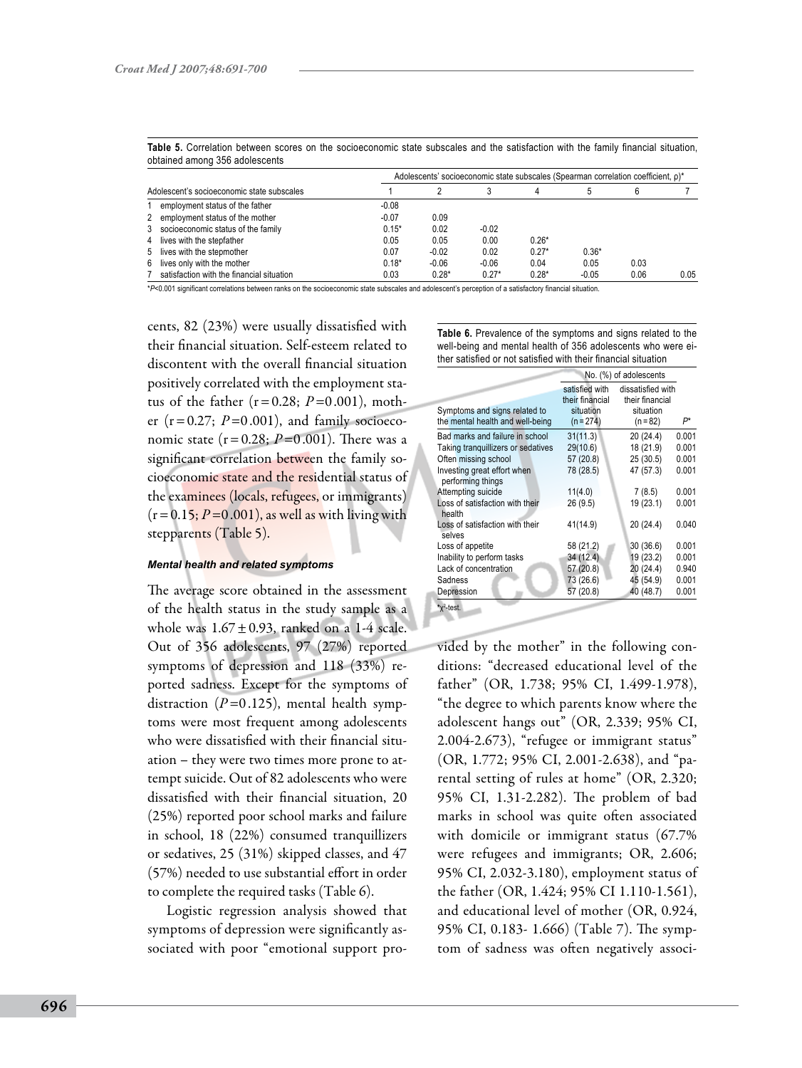**Table 5.** Correlation between scores on the socioeconomic state subscales and the satisfaction with the family financial situation, obtained among 356 adolescents

| Adolescent's socioeconomic state subscales | Adolescents' socioeconomic state subscales (Spearman correlation coefficient, ρ)* | | | | | | |
|---|---|---|---|---|---|---|---|
| | 1 | 2 | 3 | 4 | 5 | 6 | 7 |
| 1 employment status of the father | -0.08 | | | | | | |
| 2 employment status of the mother | -0.07 | 0.09 | | | | | |
| 3 socioeconomic status of the family | 0.15* | 0.02 | -0.02 | | | | |
| 4 lives with the stepfather | 0.05 | 0.05 | 0.00 | 0.26* | | | |
| 5 lives with the stepmother | 0.07 | -0.02 | 0.02 | 0.27* | 0.36* | | |
| 6 lives only with the mother | 0.18* | -0.06 | -0.06 | 0.04 | 0.05 | 0.03 | |
| 7 satisfaction with the financial situation | 0.03 | 0.28* | 0.27* | 0.28* | -0.05 | 0.06 | 0.05 |

*$P$<0.001 significant correlations between ranks on the socioeconomic state subscales and adolescent's perception of a satisfactory financial situation.

cents, 82 (23%) were usually dissatisfied with their financial situation. Self-esteem related to discontent with the overall financial situation positively correlated with the employment status of the father (r = 0.28; $P$ = 0.001), mother (r = 0.27; $P$ = 0.001), and family socioeconomic state (r = 0.28; $P$ = 0.001). There was a significant correlation between the family socioeconomic state and the residential status of the examinees (locals, refugees, or immigrants) (r = 0.15; $P$ = 0.001), as well as with living with stepparents (Table 5).

#### *Mental health and related symptoms*

The average score obtained in the assessment of the health status in the study sample as a whole was 1.67 ± 0.93, ranked on a 1-4 scale. Out of 356 adolescents, 97 (27%) reported symptoms of depression and 118 (33%) reported sadness. Except for the symptoms of distraction ($P$ = 0.125), mental health symptoms were most frequent among adolescents who were dissatisfied with their financial situation – they were two times more prone to attempt suicide. Out of 82 adolescents who were dissatisfied with their financial situation, 20 (25%) reported poor school marks and failure in school, 18 (22%) consumed tranquillizers or sedatives, 25 (31%) skipped classes, and 47 (57%) needed to use substantial effort in order to complete the required tasks (Table 6).

Logistic regression analysis showed that symptoms of depression were significantly associated with poor "emotional support provided by the mother" in the following conditions: "decreased educational level of the father" (OR, 1.738; 95% CI, 1.499-1.978), "the degree to which parents know where the adolescent hangs out" (OR, 2.339; 95% CI, 2.004-2.673), "refugee or immigrant status" (OR, 1.772; 95% CI, 2.001-2.638), and "parental setting of rules at home" (OR, 2.320; 95% CI, 1.31-2.282). The problem of bad marks in school was quite often associated with domicile or immigrant status (67.7% were refugees and immigrants; OR, 2.606; 95% CI, 2.032-3.180), employment status of the father (OR, 1.424; 95% CI 1.110-1.561), and educational level of mother (OR, 0.924, 95% CI, 0.183- 1.666) (Table 7). The symptom of sadness was often negatively associ-

**Table 6.** Prevalence of the symptoms and signs related to the well-being and mental health of 356 adolescents who were either satisfied or not satisfied with their financial situation

| Symptoms and signs related to the mental health and well-being | No. (%) of adolescents | | |
|---|---|---|---|
| | satisfied with their financial situation (n = 274) | dissatisfied with their financial situation (n = 82) | $P$* |
| Bad marks and failure in school | 31(11.3) | 20 (24.4) | 0.001 |
| Taking tranquillizers or sedatives | 29(10.6) | 18 (21.9) | 0.001 |
| Often missing school | 57 (20.8) | 25 (30.5) | 0.001 |
| Investing great effort when performing things | 78 (28.5) | 47 (57.3) | 0.001 |
| Attempting suicide | 11(4.0) | 7 (8.5) | 0.001 |
| Loss of satisfaction with their health | 26 (9.5) | 19 (23.1) | 0.001 |
| Loss of satisfaction with their selves | 41(14.9) | 20 (24.4) | 0.040 |
| Loss of appetite | 58 (21.2) | 30 (36.6) | 0.001 |
| Inability to perform tasks | 34 (12.4) | 19 (23.2) | 0.001 |
| Lack of concentration | 57 (20.8) | 20 (24.4) | 0.940 |
| Sadness | 73 (26.6) | 45 (54.9) | 0.001 |
| Depression | 57 (20.8) | 40 (48.7) | 0.001 |

*$\chi^2$-test.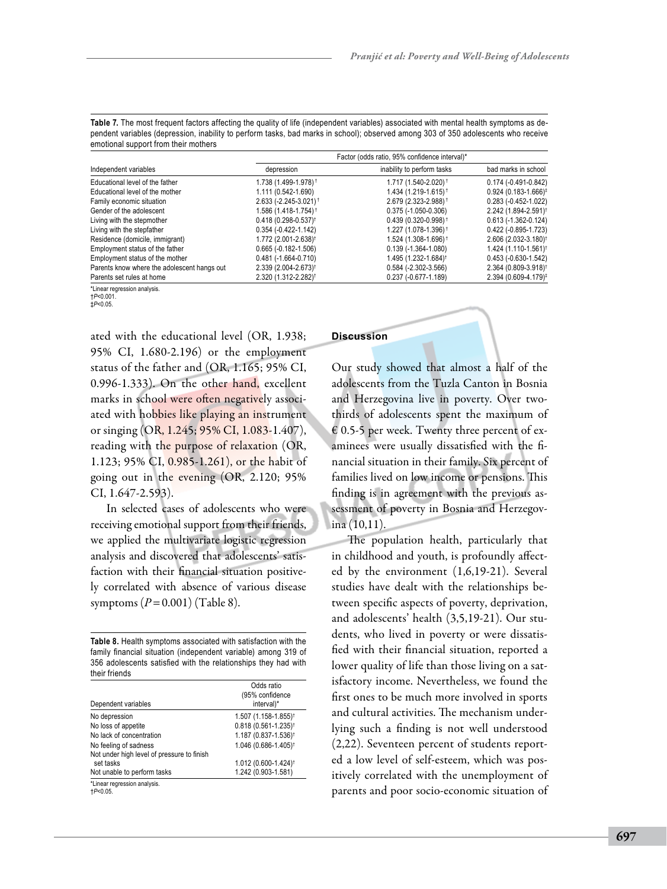**Table 7.** The most frequent factors affecting the quality of life (independent variables) associated with mental health symptoms as dependent variables (depression, inability to perform tasks, bad marks in school); observed among 303 of 350 adolescents who receive emotional support from their mothers

| Independent variables | Factor (odds ratio, 95% confidence interval)* | | |
|---|---|---|---|
| | depression | inability to perform tasks | bad marks in school |
| Educational level of the father | 1.738 (1.499-1.978)† | 1.717 (1.540-2.020)† | 0.174 (-0.491-0.842) |
| Educational level of the mother | 1.111 (0.542-1.690) | 1.434 (1.219-1.615)† | 0.924 (0.183-1.666)‡ |
| Family economic situation | 2.633 (-2.245-3.021)† | 2.679 (2.323-2.988)† | 0.283 (-0.452-1.022) |
| Gender of the adolescent | 1.586 (1.418-1.754)† | 0.375 (-1.050-0.306) | 2.242 (1.894-2.591)† |
| Living with the stepmother | 0.418 (0.298-0.537)† | 0.439 (0.320-0.998)† | 0.613 (-1.362-0.124) |
| Living with the stepfather | 0.354 (-0.422-1.142) | 1.227 (1.078-1.396)† | 0.422 (-0.895-1.723) |
| Residence (domicile, immigrant) | 1.772 (2.001-2.638)† | 1.524 (1.308-1.696)† | 2.606 (2.032-3.180)† |
| Employment status of the father | 0.665 (-0.182-1.506) | 0.139 (-1.364-1.080) | 1.424 (1.110-1.561)† |
| Employment status of the mother | 0.481 (-1.664-0.710) | 1.495 (1.232-1.684)† | 0.453 (-0.630-1.542) |
| Parents know where the adolescent hangs out | 2.339 (2.004-2.673)† | 0.584 (-2.302-3.566) | 2.364 (0.809-3.918)† |
| Parents set rules at home | 2.320 (1.312-2.282)† | 0.237 (-0.677-1.189) | 2.394 (0.609-4.179)‡ |

*Linear regression analysis.
†$P<0.001$.
‡$P<0.05$.

ated with the educational level (OR, 1.938; 95% CI, 1.680-2.196) or the employment status of the father and (OR, 1.165; 95% CI, 0.996-1.333). On the other hand, excellent marks in school were often negatively associated with hobbies like playing an instrument or singing (OR, 1.245; 95% CI, 1.083-1.407), reading with the purpose of relaxation (OR, 1.123; 95% CI, 0.985-1.261), or the habit of going out in the evening (OR, 2.120; 95% CI, 1.647-2.593).

In selected cases of adolescents who were receiving emotional support from their friends, we applied the multivariate logistic regression analysis and discovered that adolescents' satisfaction with their financial situation positively correlated with absence of various disease symptoms ($P=0.001$) (Table 8).

**Table 8.** Health symptoms associated with satisfaction with the family financial situation (independent variable) among 319 of 356 adolescents satisfied with the relationships they had with their friends

| Dependent variables | Odds ratio (95% confidence interval)* |
|---|---|
| No depression | 1.507 (1.158-1.855)† |
| No loss of appetite | 0.818 (0.561-1.235)† |
| No lack of concentration | 1.187 (0.837-1.536)† |
| No feeling of sadness | 1.046 (0.686-1.405)† |
| Not under high level of pressure to finish set tasks | 1.012 (0.600-1.424)† |
| Not unable to perform tasks | 1.242 (0.903-1.581) |

*Linear regression analysis.
†$P<0.05$.

## Discussion

Our study showed that almost a half of the adolescents from the Tuzla Canton in Bosnia and Herzegovina live in poverty. Over two-thirds of adolescents spent the maximum of € 0.5-5 per week. Twenty three percent of examinees were usually dissatisfied with the financial situation in their family. Six percent of families lived on low income or pensions. This finding is in agreement with the previous assessment of poverty in Bosnia and Herzegovina (10,11).

The population health, particularly that in childhood and youth, is profoundly affected by the environment (1,6,19-21). Several studies have dealt with the relationships between specific aspects of poverty, deprivation, and adolescents' health (3,5,19-21). Our students, who lived in poverty or were dissatisfied with their financial situation, reported a lower quality of life than those living on a satisfactory income. Nevertheless, we found the first ones to be much more involved in sports and cultural activities. The mechanism underlying such a finding is not well understood (2,22). Seventeen percent of students reported a low level of self-esteem, which was positively correlated with the unemployment of parents and poor socio-economic situation of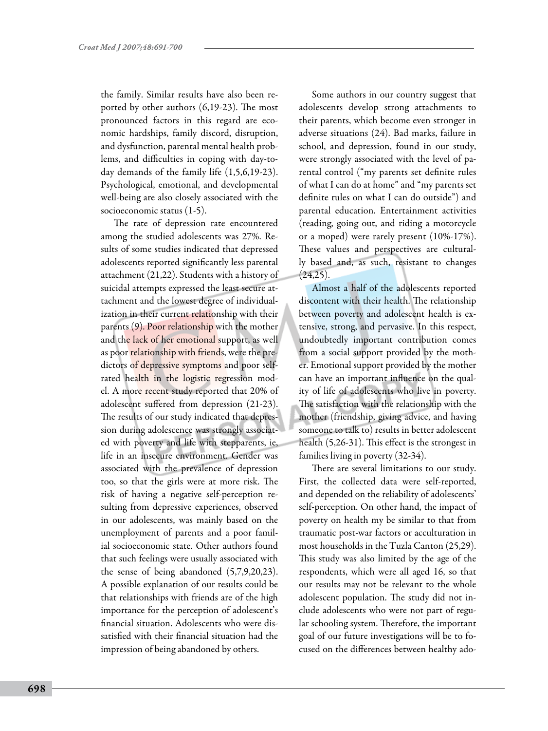the family. Similar results have also been reported by other authors (6,19-23). The most pronounced factors in this regard are economic hardships, family discord, disruption, and dysfunction, parental mental health problems, and difficulties in coping with day-to-day demands of the family life (1,5,6,19-23). Psychological, emotional, and developmental well-being are also closely associated with the socioeconomic status (1-5).

The rate of depression rate encountered among the studied adolescents was 27%. Results of some studies indicated that depressed adolescents reported significantly less parental attachment (21,22). Students with a history of suicidal attempts expressed the least secure attachment and the lowest degree of individualization in their current relationship with their parents (9). Poor relationship with the mother and the lack of her emotional support, as well as poor relationship with friends, were the predictors of depressive symptoms and poor self-rated health in the logistic regression model. A more recent study reported that 20% of adolescent suffered from depression (21-23). The results of our study indicated that depression during adolescence was strongly associated with poverty and life with stepparents, ie, life in an insecure environment. Gender was associated with the prevalence of depression too, so that the girls were at more risk. The risk of having a negative self-perception resulting from depressive experiences, observed in our adolescents, was mainly based on the unemployment of parents and a poor familial socioeconomic state. Other authors found that such feelings were usually associated with the sense of being abandoned (5,7,9,20,23). A possible explanation of our results could be that relationships with friends are of the high importance for the perception of adolescent's financial situation. Adolescents who were dissatisfied with their financial situation had the impression of being abandoned by others.

Some authors in our country suggest that adolescents develop strong attachments to their parents, which become even stronger in adverse situations (24). Bad marks, failure in school, and depression, found in our study, were strongly associated with the level of parental control ("my parents set definite rules of what I can do at home" and "my parents set definite rules on what I can do outside") and parental education. Entertainment activities (reading, going out, and riding a motorcycle or a moped) were rarely present (10%-17%). These values and perspectives are culturally based and, as such, resistant to changes (24,25).

Almost a half of the adolescents reported discontent with their health. The relationship between poverty and adolescent health is extensive, strong, and pervasive. In this respect, undoubtedly important contribution comes from a social support provided by the mother. Emotional support provided by the mother can have an important influence on the quality of life of adolescents who live in poverty. The satisfaction with the relationship with the mother (friendship, giving advice, and having someone to talk to) results in better adolescent health (5,26-31). This effect is the strongest in families living in poverty (32-34).

There are several limitations to our study. First, the collected data were self-reported, and depended on the reliability of adolescents' self-perception. On other hand, the impact of poverty on health my be similar to that from traumatic post-war factors or acculturation in most households in the Tuzla Canton (25,29). This study was also limited by the age of the respondents, which were all aged 16, so that our results may not be relevant to the whole adolescent population. The study did not include adolescents who were not part of regular schooling system. Therefore, the important goal of our future investigations will be to focused on the differences between healthy ado-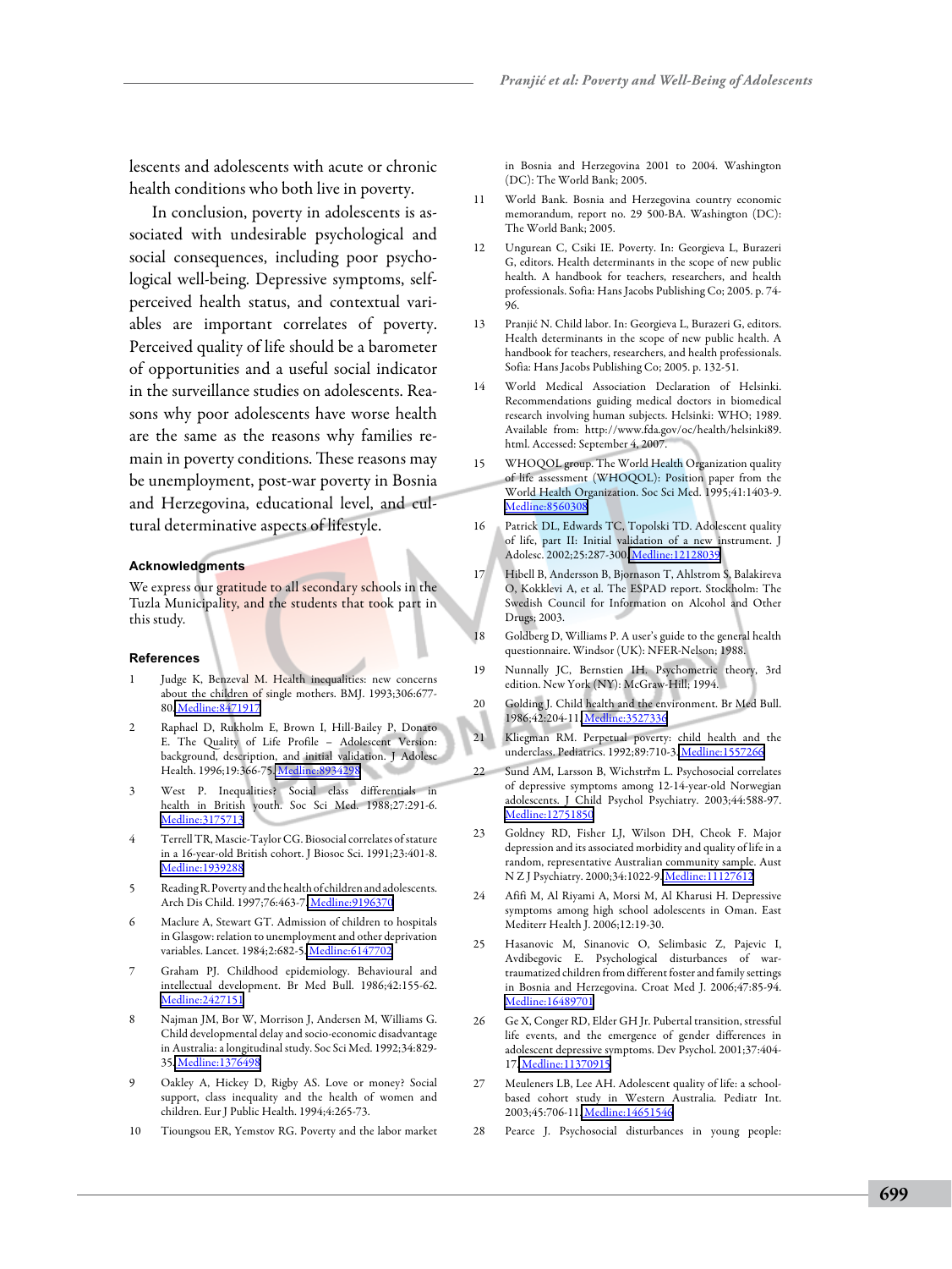lescents and adolescents with acute or chronic health conditions who both live in poverty.

In conclusion, poverty in adolescents is associated with undesirable psychological and social consequences, including poor psychological well-being. Depressive symptoms, self-perceived health status, and contextual variables are important correlates of poverty. Perceived quality of life should be a barometer of opportunities and a useful social indicator in the surveillance studies on adolescents. Reasons why poor adolescents have worse health are the same as the reasons why families remain in poverty conditions. These reasons may be unemployment, post-war poverty in Bosnia and Herzegovina, educational level, and cultural determinative aspects of lifestyle.

## Acknowledgments

We express our gratitude to all secondary schools in the Tuzla Municipality, and the students that took part in this study.

## References

1. Judge K, Benzeval M. Health inequalities: new concerns about the children of single mothers. BMJ. 1993;306:677-80. Medline:8471917
2. Raphael D, Rukholm E, Brown I, Hill-Bailey P, Donato E. The Quality of Life Profile – Adolescent Version: background, description, and initial validation. J Adolesc Health. 1996;19:366-75. Medline:8934298
3. West P. Inequalities? Social class differentials in health in British youth. Soc Sci Med. 1988;27:291-6. Medline:3175713
4. Terrell TR, Mascie-Taylor CG. Biosocial correlates of stature in a 16-year-old British cohort. J Biosoc Sci. 1991;23:401-8. Medline:1939288
5. Reading R. Poverty and the health of children and adolescents. Arch Dis Child. 1997;76:463-7. Medline:9196370
6. Maclure A, Stewart GT. Admission of children to hospitals in Glasgow: relation to unemployment and other deprivation variables. Lancet. 1984;2:682-5. Medline:6147702
7. Graham PJ. Childhood epidemiology. Behavioural and intellectual development. Br Med Bull. 1986;42:155-62. Medline:2427151
8. Najman JM, Bor W, Morrison J, Andersen M, Williams G. Child developmental delay and socio-economic disadvantage in Australia: a longitudinal study. Soc Sci Med. 1992;34:829-35. Medline:1376498
9. Oakley A, Hickey D, Rigby AS. Love or money? Social support, class inequality and the health of women and children. Eur J Public Health. 1994;4:265-73.
10. Tioungsou ER, Yemstov RG. Poverty and the labor market in Bosnia and Herzegovina 2001 to 2004. Washington (DC): The World Bank; 2005.
11. World Bank. Bosnia and Herzegovina country economic memorandum, report no. 29 500-BA. Washington (DC): The World Bank; 2005.
12. Ungurean C, Csiki IE. Poverty. In: Georgieva L, Burazeri G, editors. Health determinants in the scope of new public health. A handbook for teachers, researchers, and health professionals. Sofia: Hans Jacobs Publishing Co; 2005. p. 74-96.
13. Pranjić N. Child labor. In: Georgieva L, Burazeri G, editors. Health determinants in the scope of new public health. A handbook for teachers, researchers, and health professionals. Sofia: Hans Jacobs Publishing Co; 2005. p. 132-51.
14. World Medical Association Declaration of Helsinki. Recommendations guiding medical doctors in biomedical research involving human subjects. Helsinki: WHO; 1989. Available from: http://www.fda.gov/oc/health/helsinki89.html. Accessed: September 4, 2007.
15. WHOQOL group. The World Health Organization quality of life assessment (WHOQOL): Position paper from the World Health Organization. Soc Sci Med. 1995;41:1403-9. Medline:8560308
16. Patrick DL, Edwards TC, Topolski TD. Adolescent quality of life, part II: Initial validation of a new instrument. J Adolesc. 2002;25:287-300. Medline:12128039
17. Hibell B, Andersson B, Bjornason T, Ahlstrom S, Balakireva O, Kokklevi A, et al. The ESPAD report. Stockholm: The Swedish Council for Information on Alcohol and Other Drugs; 2003.
18. Goldberg D, Williams P. A user's guide to the general health questionnaire. Windsor (UK): NFER-Nelson; 1988.
19. Nunnally JC, Bernstien IH. Psychometric theory, 3rd edition. New York (NY): McGraw-Hill; 1994.
20. Golding J. Child health and the environment. Br Med Bull. 1986;42:204-11. Medline:3527336
21. Kliegman RM. Perpetual poverty: child health and the underclass. Pediatrics. 1992;89:710-3. Medline:1557266
22. Sund AM, Larsson B, Wichstrřm L. Psychosocial correlates of depressive symptoms among 12-14-year-old Norwegian adolescents. J Child Psychol Psychiatry. 2003;44:588-97. Medline:12751850
23. Goldney RD, Fisher LJ, Wilson DH, Cheok F. Major depression and its associated morbidity and quality of life in a random, representative Australian community sample. Aust N Z J Psychiatry. 2000;34:1022-9. Medline:11127612
24. Afifi M, Al Riyami A, Morsi M, Al Kharusi H. Depressive symptoms among high school adolescents in Oman. East Mediterr Health J. 2006;12:19-30.
25. Hasanovic M, Sinanovic O, Selimbasic Z, Pajevic I, Avdibegovic E. Psychological disturbances of war-traumatized children from different foster and family settings in Bosnia and Herzegovina. Croat Med J. 2006;47:85-94. Medline:16489701
26. Ge X, Conger RD, Elder GH Jr. Pubertal transition, stressful life events, and the emergence of gender differences in adolescent depressive symptoms. Dev Psychol. 2001;37:404-17. Medline:11370915
27. Meuleners LB, Lee AH. Adolescent quality of life: a school-based cohort study in Western Australia. Pediatr Int. 2003;45:706-11. Medline:14651546
28. Pearce J. Psychosocial disturbances in young people: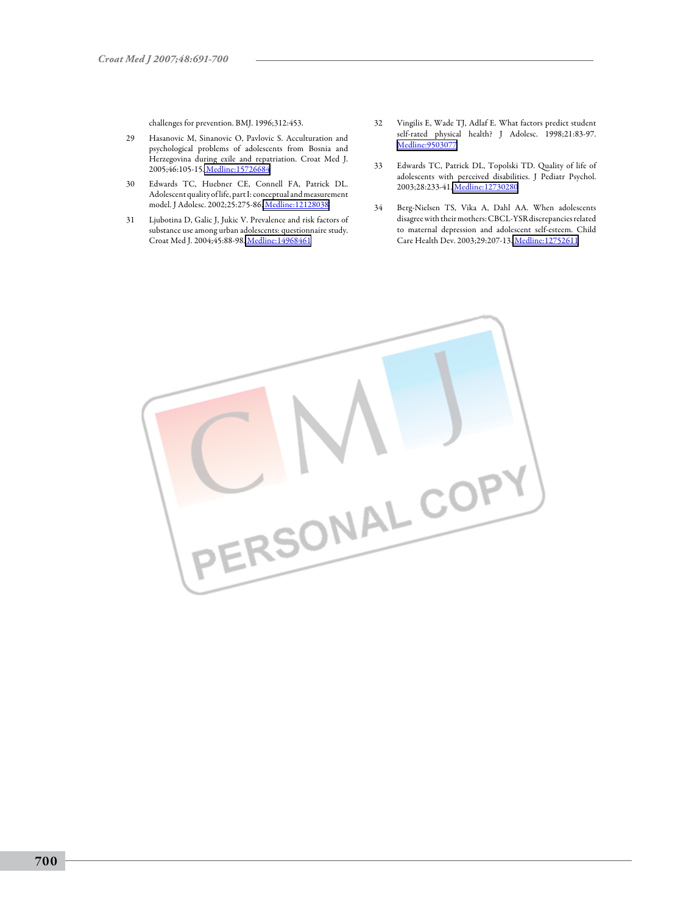challenges for prevention. BMJ. 1996;312:453.

29 Hasanovic M, Sinanovic O, Pavlovic S. Acculturation and psychological problems of adolescents from Bosnia and Herzegovina during exile and repatriation. Croat Med J. 2005;46:105-15. Medline:15726684

30 Edwards TC, Huebner CE, Connell FA, Patrick DL. Adolescent quality of life, part I: conceptual and measurement model. J Adolesc. 2002;25:275-86. Medline:12128038

31 Ljubotina D, Galic J, Jukic V. Prevalence and risk factors of substance use among urban adolescents: questionnaire study. Croat Med J. 2004;45:88-98. Medline:14968461

32 Vingilis E, Wade TJ, Adlaf E. What factors predict student self-rated physical health? J Adolesc. 1998;21:83-97. Medline:9503077

33 Edwards TC, Patrick DL, Topolski TD. Quality of life of adolescents with perceived disabilities. J Pediatr Psychol. 2003;28:233-41. Medline:12730280

34 Berg-Nielsen TS, Vika A, Dahl AA. When adolescents disagree with their mothers: CBCL-YSR discrepancies related to maternal depression and adolescent self-esteem. Child Care Health Dev. 2003;29:207-13. Medline:12752611